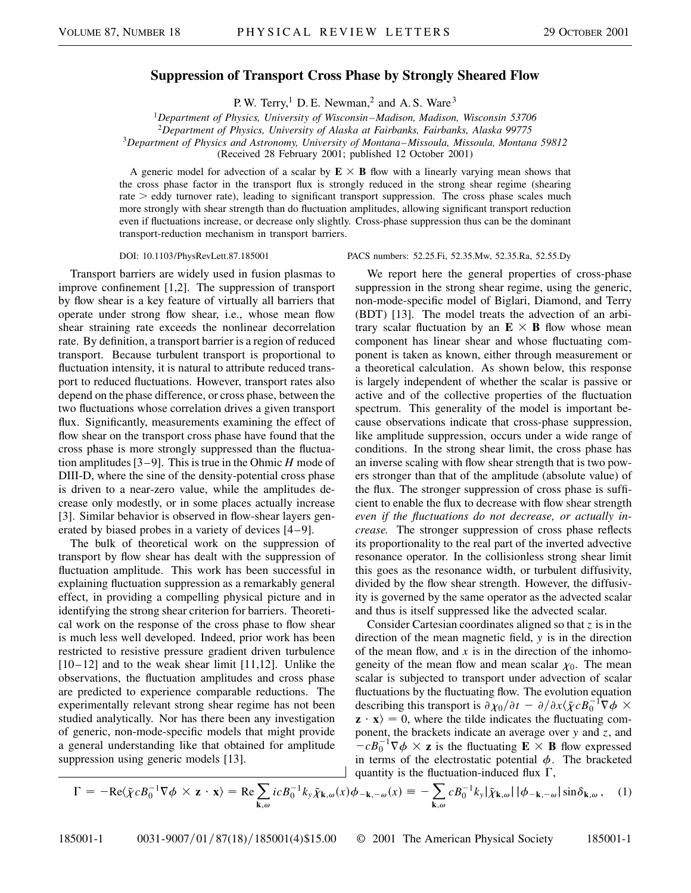# Suppression of Transport Cross Phase by Strongly Sheared Flow

P. W. Terry,[1] D. E. Newman,[2] and A. S. Ware[3]

[1]*Department of Physics, University of Wisconsin–Madison, Madison, Wisconsin 53706*
[2]*Department of Physics, University of Alaska at Fairbanks, Fairbanks, Alaska 99775*
[3]*Department of Physics and Astronomy, University of Montana–Missoula, Missoula, Montana 59812*
(Received 28 February 2001; published 12 October 2001)

A generic model for advection of a scalar by $\mathbf{E} \times \mathbf{B}$ flow with a linearly varying mean shows that the cross phase factor in the transport flux is strongly reduced in the strong shear regime (shearing rate > eddy turnover rate), leading to significant transport suppression. The cross phase scales much more strongly with shear strength than do fluctuation amplitudes, allowing significant transport reduction even if fluctuations increase, or decrease only slightly. Cross-phase suppression thus can be the dominant transport-reduction mechanism in transport barriers.

DOI: 10.1103/PhysRevLett.87.185001 PACS numbers: 52.25.Fi, 52.35.Mw, 52.35.Ra, 52.55.Dy

Transport barriers are widely used in fusion plasmas to improve confinement [1,2]. The suppression of transport by flow shear is a key feature of virtually all barriers that operate under strong flow shear, i.e., whose mean flow shear straining rate exceeds the nonlinear decorrelation rate. By definition, a transport barrier is a region of reduced transport. Because turbulent transport is proportional to fluctuation intensity, it is natural to attribute reduced transport to reduced fluctuations. However, transport rates also depend on the phase difference, or cross phase, between the two fluctuations whose correlation drives a given transport flux. Significantly, measurements examining the effect of flow shear on the transport cross phase have found that the cross phase is more strongly suppressed than the fluctuation amplitudes [3–9]. This is true in the Ohmic *H* mode of DIII-D, where the sine of the density-potential cross phase is driven to a near-zero value, while the amplitudes decrease only modestly, or in some places actually increase [3]. Similar behavior is observed in flow-shear layers generated by biased probes in a variety of devices [4–9].

The bulk of theoretical work on the suppression of transport by flow shear has dealt with the suppression of fluctuation amplitude. This work has been successful in explaining fluctuation suppression as a remarkably general effect, in providing a compelling physical picture and in identifying the strong shear criterion for barriers. Theoretical work on the response of the cross phase to flow shear is much less well developed. Indeed, prior work has been restricted to resistive pressure gradient driven turbulence [10–12] and to the weak shear limit [11,12]. Unlike the observations, the fluctuation amplitudes and cross phase are predicted to experience comparable reductions. The experimentally relevant strong shear regime has not been studied analytically. Nor has there been any investigation of generic, non-mode-specific models that might provide a general understanding like that obtained for amplitude suppression using generic models [13].

We report here the general properties of cross-phase suppression in the strong shear regime, using the generic, non-mode-specific model of Biglari, Diamond, and Terry (BDT) [13]. The model treats the advection of an arbitrary scalar fluctuation by an $\mathbf{E} \times \mathbf{B}$ flow whose mean component has linear shear and whose fluctuating component is taken as known, either through measurement or a theoretical calculation. As shown below, this response is largely independent of whether the scalar is passive or active and of the collective properties of the fluctuation spectrum. This generality of the model is important because observations indicate that cross-phase suppression, like amplitude suppression, occurs under a wide range of conditions. In the strong shear limit, the cross phase has an inverse scaling with flow shear strength that is two powers stronger than that of the amplitude (absolute value) of the flux. The stronger suppression of cross phase is sufficient to enable the flux to decrease with flow shear strength *even if the fluctuations do not decrease, or actually increase.* The stronger suppression of cross phase reflects its proportionality to the real part of the inverted advective resonance operator. In the collisionless strong shear limit this goes as the resonance width, or turbulent diffusivity, divided by the flow shear strength. However, the diffusivity is governed by the same operator as the advected scalar and thus is itself suppressed like the advected scalar.

Consider Cartesian coordinates aligned so that $z$ is in the direction of the mean magnetic field, $y$ is in the direction of the mean flow, and $x$ is in the direction of the inhomogeneity of the mean flow and mean scalar $\chi_0$. The mean scalar is subjected to transport under advection of scalar fluctuations by the fluctuating flow. The evolution equation describing this transport is $\partial \chi_0/\partial t - \partial/\partial x \langle \tilde{\chi} c B_0^{-1} \nabla \phi \times \mathbf{z} \cdot \mathbf{x} \rangle = 0$, where the tilde indicates the fluctuating component, the brackets indicate an average over $y$ and $z$, and $-cB_0^{-1}\nabla\phi \times \mathbf{z}$ is the fluctuating $\mathbf{E} \times \mathbf{B}$ flow expressed in terms of the electrostatic potential $\phi$. The bracketed quantity is the fluctuation-induced flux $\Gamma$,

$$\Gamma = -\mathrm{Re}\langle \tilde{\chi} c B_0^{-1} \nabla \phi \times \mathbf{z} \cdot \mathbf{x} \rangle = \mathrm{Re} \sum_{\mathbf{k},\omega} i c B_0^{-1} k_y \tilde{\chi}_{\mathbf{k},\omega}(x) \phi_{-\mathbf{k},-\omega}(x) \equiv -\sum_{\mathbf{k},\omega} c B_0^{-1} k_y |\tilde{\chi}_{\mathbf{k},\omega}| |\phi_{-\mathbf{k},-\omega}| \sin\delta_{\mathbf{k},\omega}, \quad (1)$$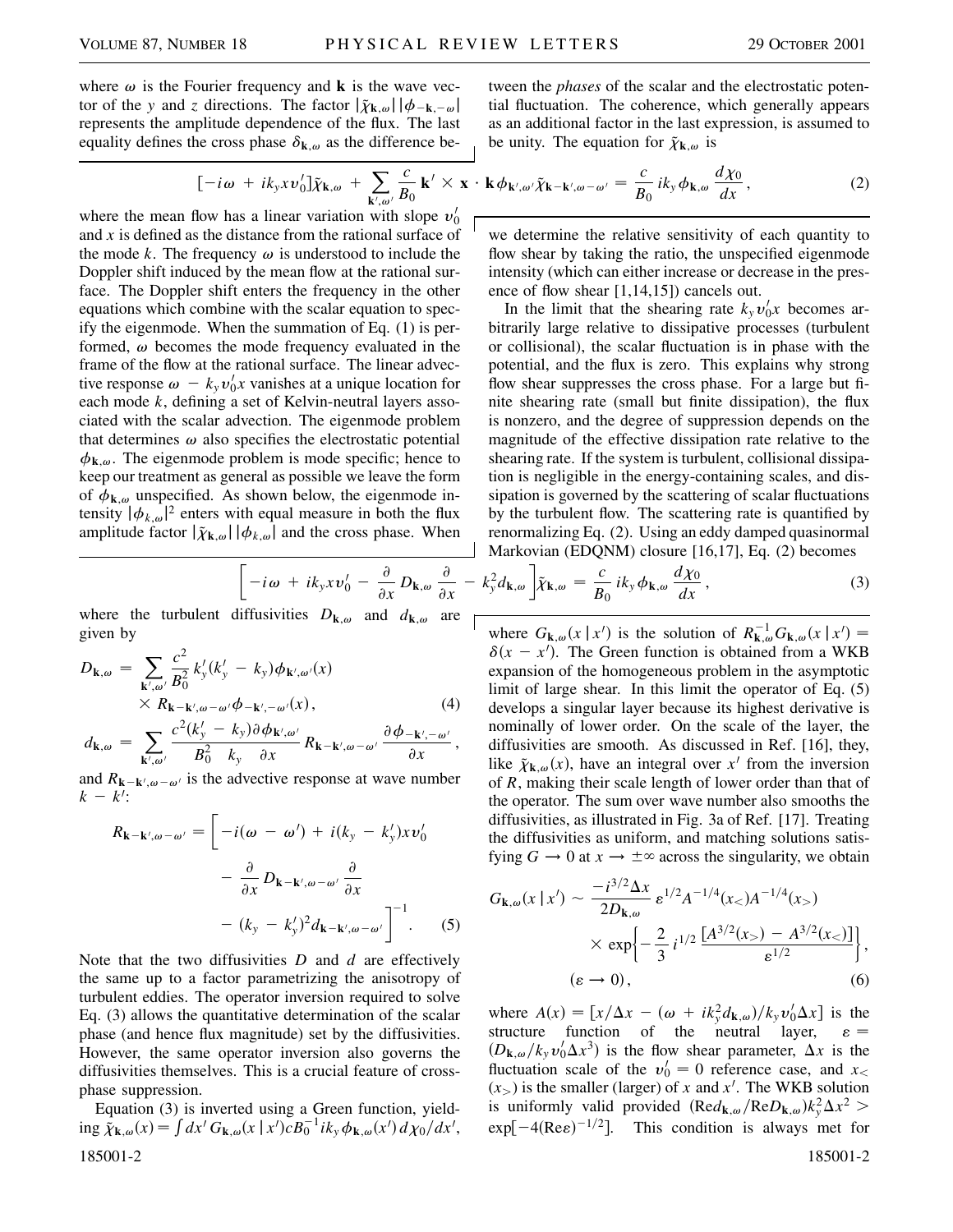where $\omega$ is the Fourier frequency and $\mathbf{k}$ is the wave vector of the $y$ and $z$ directions. The factor $|\tilde{\chi}_{\mathbf{k},\omega}||\phi_{-\mathbf{k},-\omega}|$ represents the amplitude dependence of the flux. The last equality defines the cross phase $\delta_{\mathbf{k},\omega}$ as the difference between the *phases* of the scalar and the electrostatic potential fluctuation. The coherence, which generally appears as an additional factor in the last expression, is assumed to be unity. The equation for $\tilde{\chi}_{\mathbf{k},\omega}$ is

$$[-i\omega + ik_y x v_0']\tilde{\chi}_{\mathbf{k},\omega} + \sum_{\mathbf{k}',\omega'} \frac{c}{B_0}\mathbf{k}' \times \mathbf{x} \cdot \mathbf{k}\phi_{\mathbf{k}',\omega'}\tilde{\chi}_{\mathbf{k}-\mathbf{k}',\omega-\omega'} = \frac{c}{B_0} ik_y \phi_{\mathbf{k},\omega}\frac{d\chi_0}{dx}, \tag{2}$$

where the mean flow has a linear variation with slope $v_0'$ and $x$ is defined as the distance from the rational surface of the mode $k$. The frequency $\omega$ is understood to include the Doppler shift induced by the mean flow at the rational surface. The Doppler shift enters the frequency in the other equations which combine with the scalar equation to specify the eigenmode. When the summation of Eq. (1) is performed, $\omega$ becomes the mode frequency evaluated in the frame of the flow at the rational surface. The linear advective response $\omega - k_y v_0' x$ vanishes at a unique location for each mode $k$, defining a set of Kelvin-neutral layers associated with the scalar advection. The eigenmode problem that determines $\omega$ also specifies the electrostatic potential $\phi_{\mathbf{k},\omega}$. The eigenmode problem is mode specific; hence to keep our treatment as general as possible we leave the form of $\phi_{\mathbf{k},\omega}$ unspecified. As shown below, the eigenmode intensity $|\phi_{k,\omega}|^2$ enters with equal measure in both the flux amplitude factor $|\tilde{\chi}_{\mathbf{k},\omega}||\phi_{k,\omega}|$ and the cross phase. When we determine the relative sensitivity of each quantity to flow shear by taking the ratio, the unspecified eigenmode intensity (which can either increase or decrease in the presence of flow shear [1,14,15]) cancels out.

In the limit that the shearing rate $k_y v_0' x$ becomes arbitrarily large relative to dissipative processes (turbulent or collisional), the scalar fluctuation is in phase with the potential, and the flux is zero. This explains why strong flow shear suppresses the cross phase. For a large but finite shearing rate (small but finite dissipation), the flux is nonzero, and the degree of suppression depends on the magnitude of the effective dissipation rate relative to the shearing rate. If the system is turbulent, collisional dissipation is negligible in the energy-containing scales, and dissipation is governed by the scattering of scalar fluctuations by the turbulent flow. The scattering rate is quantified by renormalizing Eq. (2). Using an eddy damped quasinormal Markovian (EDQNM) closure [16,17], Eq. (2) becomes

$$\left[-i\omega + ik_y x v_0' - \frac{\partial}{\partial x} D_{\mathbf{k},\omega}\frac{\partial}{\partial x} - k_y^2 d_{\mathbf{k},\omega}\right]\tilde{\chi}_{\mathbf{k},\omega} = \frac{c}{B_0} ik_y \phi_{\mathbf{k},\omega}\frac{d\chi_0}{dx}, \tag{3}$$

where the turbulent diffusivities $D_{\mathbf{k},\omega}$ and $d_{\mathbf{k},\omega}$ are given by

$$D_{\mathbf{k},\omega} = \sum_{\mathbf{k}',\omega'} \frac{c^2}{B_0^2} k_y'(k_y' - k_y)\phi_{\mathbf{k}',\omega'}(x) \times R_{\mathbf{k}-\mathbf{k}',\omega-\omega'}\phi_{-\mathbf{k}',-\omega'}(x), \tag{4}$$

$$d_{\mathbf{k},\omega} = \sum_{\mathbf{k}',\omega'} \frac{c^2(k_y' - k_y)}{B_0^2 \quad k_y}\frac{\partial \phi_{\mathbf{k}',\omega'}}{\partial x} R_{\mathbf{k}-\mathbf{k}',\omega-\omega'}\frac{\partial \phi_{-\mathbf{k}',-\omega'}}{\partial x},$$

and $R_{\mathbf{k}-\mathbf{k}',\omega-\omega'}$ is the advective response at wave number $k - k'$:

$$R_{\mathbf{k}-\mathbf{k}',\omega-\omega'} = \left[-i(\omega - \omega') + i(k_y - k_y')x v_0' - \frac{\partial}{\partial x} D_{\mathbf{k}-\mathbf{k}',\omega-\omega'}\frac{\partial}{\partial x} - (k_y - k_y')^2 d_{\mathbf{k}-\mathbf{k}',\omega-\omega'}\right]^{-1}. \tag{5}$$

Note that the two diffusivities $D$ and $d$ are effectively the same up to a factor parametrizing the anisotropy of turbulent eddies. The operator inversion required to solve Eq. (3) allows the quantitative determination of the scalar phase (and hence flux magnitude) set by the diffusivities. However, the same operator inversion also governs the diffusivities themselves. This is a crucial feature of cross-phase suppression.

Equation (3) is inverted using a Green function, yielding $\tilde{\chi}_{\mathbf{k},\omega}(x) = \int dx' G_{\mathbf{k},\omega}(x|x')cB_0^{-1}ik_y\phi_{\mathbf{k},\omega}(x')d\chi_0/dx'$, where $G_{\mathbf{k},\omega}(x|x')$ is the solution of $R_{\mathbf{k},\omega}^{-1}G_{\mathbf{k},\omega}(x|x') = \delta(x - x')$. The Green function is obtained from a WKB expansion of the homogeneous problem in the asymptotic limit of large shear. In this limit the operator of Eq. (5) develops a singular layer because its highest derivative is nominally of lower order. On the scale of the layer, the diffusivities are smooth. As discussed in Ref. [16], they, like $\tilde{\chi}_{\mathbf{k},\omega}(x)$, have an integral over $x'$ from the inversion of $R$, making their scale length of lower order than that of the operator. The sum over wave number also smooths the diffusivities, as illustrated in Fig. 3a of Ref. [17]. Treating the diffusivities as uniform, and matching solutions satisfying $G \to 0$ at $x \to \pm\infty$ across the singularity, we obtain

$$G_{\mathbf{k},\omega}(x|x') \sim \frac{-i^{3/2}\Delta x}{2D_{\mathbf{k},\omega}}\varepsilon^{1/2}A^{-1/4}(x_<)A^{-1/4}(x_>) \times \exp\left\{-\frac{2}{3}i^{1/2}\frac{[A^{3/2}(x_>) - A^{3/2}(x_<)]}{\varepsilon^{1/2}}\right\}, \quad (\varepsilon \to 0), \tag{6}$$

where $A(x) = [x/\Delta x - (\omega + ik_y^2 d_{\mathbf{k},\omega})/k_y v_0'\Delta x]$ is the structure function of the neutral layer, $\varepsilon = (D_{\mathbf{k},\omega}/k_y v_0'\Delta x^3)$ is the flow shear parameter, $\Delta x$ is the fluctuation scale of the $v_0' = 0$ reference case, and $x_<$ ($x_>$) is the smaller (larger) of $x$ and $x'$. The WKB solution is uniformly valid provided $(\mathrm{Re}d_{\mathbf{k},\omega}/\mathrm{Re}D_{\mathbf{k},\omega})k_y^2\Delta x^2 > \exp[-4(\mathrm{Re}\varepsilon)^{-1/2}]$. This condition is always met for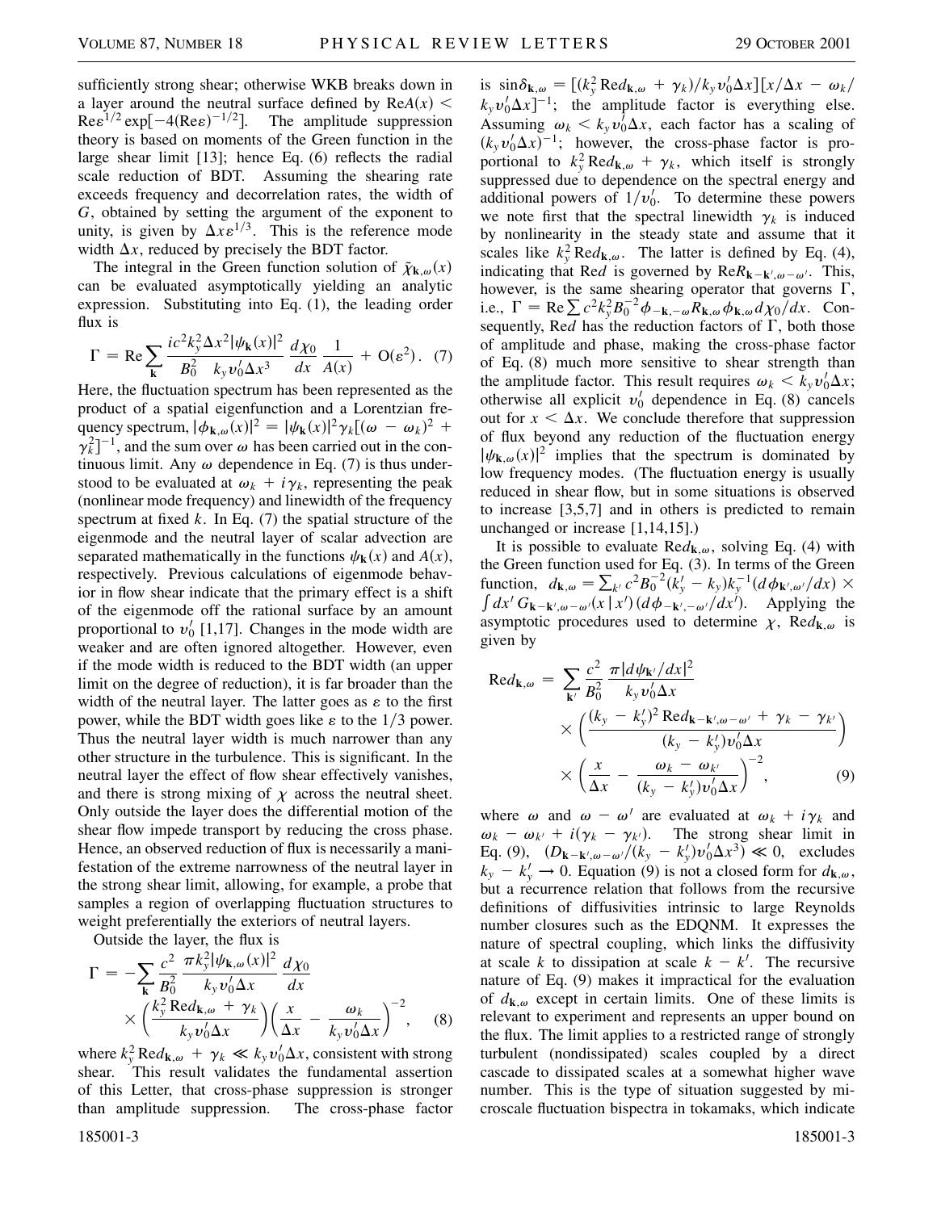sufficiently strong shear; otherwise WKB breaks down in a layer around the neutral surface defined by $\mathrm{Re}A(x) < \mathrm{Re}\,\varepsilon^{1/2}\exp[-4(\mathrm{Re}\,\varepsilon)^{-1/2}]$. The amplitude suppression theory is based on moments of the Green function in the large shear limit [13]; hence Eq. (6) reflects the radial scale reduction of BDT. Assuming the shearing rate exceeds frequency and decorrelation rates, the width of $G$, obtained by setting the argument of the exponent to unity, is given by $\Delta x \varepsilon^{1/3}$. This is the reference mode width $\Delta x$, reduced by precisely the BDT factor.

The integral in the Green function solution of $\tilde{\chi}_{\mathbf{k},\omega}(x)$ can be evaluated asymptotically yielding an analytic expression. Substituting into Eq. (1), the leading order flux is

$$\Gamma = \mathrm{Re}\sum_{\mathbf{k}} \frac{ic^2 k_y^2 \Delta x^2 |\psi_{\mathbf{k}}(x)|^2}{B_0^2 \quad k_y v_0' \Delta x^3} \frac{d\chi_0}{dx} \frac{1}{A(x)} + \mathrm{O}(\varepsilon^2). \quad (7)$$

Here, the fluctuation spectrum has been represented as the product of a spatial eigenfunction and a Lorentzian frequency spectrum, $|\phi_{\mathbf{k},\omega}(x)|^2 = |\psi_{\mathbf{k}}(x)|^2 \gamma_k [(\omega - \omega_k)^2 + \gamma_k^2]^{-1}$, and the sum over $\omega$ has been carried out in the continuous limit. Any $\omega$ dependence in Eq. (7) is thus understood to be evaluated at $\omega_k + i\gamma_k$, representing the peak (nonlinear mode frequency) and linewidth of the frequency spectrum at fixed $k$. In Eq. (7) the spatial structure of the eigenmode and the neutral layer of scalar advection are separated mathematically in the functions $\psi_{\mathbf{k}}(x)$ and $A(x)$, respectively. Previous calculations of eigenmode behavior in flow shear indicate that the primary effect is a shift of the eigenmode off the rational surface by an amount proportional to $v_0'$ [1,17]. Changes in the mode width are weaker and are often ignored altogether. However, even if the mode width is reduced to the BDT width (an upper limit on the degree of reduction), it is far broader than the width of the neutral layer. The latter goes as $\varepsilon$ to the first power, while the BDT width goes like $\varepsilon$ to the 1/3 power. Thus the neutral layer width is much narrower than any other structure in the turbulence. This is significant. In the neutral layer the effect of flow shear effectively vanishes, and there is strong mixing of $\chi$ across the neutral sheet. Only outside the layer does the differential motion of the shear flow impede transport by reducing the cross phase. Hence, an observed reduction of flux is necessarily a manifestation of the extreme narrowness of the neutral layer in the strong shear limit, allowing, for example, a probe that samples a region of overlapping fluctuation structures to weight preferentially the exteriors of neutral layers.

Outside the layer, the flux is

$$\Gamma = -\sum_{\mathbf{k}} \frac{c^2}{B_0^2} \frac{\pi k_y^2 |\psi_{\mathbf{k},\omega}(x)|^2}{k_y v_0' \Delta x} \frac{d\chi_0}{dx} \times \left(\frac{k_y^2 \mathrm{Re}\, d_{\mathbf{k},\omega} + \gamma_k}{k_y v_0' \Delta x}\right)\left(\frac{x}{\Delta x} - \frac{\omega_k}{k_y v_0' \Delta x}\right)^{-2}, \quad (8)$$

where $k_y^2 \mathrm{Re}\, d_{\mathbf{k},\omega} + \gamma_k \ll k_y v_0' \Delta x$, consistent with strong shear. This result validates the fundamental assertion of this Letter, that cross-phase suppression is stronger than amplitude suppression. The cross-phase factor is $\sin\delta_{\mathbf{k},\omega} = [(k_y^2 \mathrm{Re}\, d_{\mathbf{k},\omega} + \gamma_k)/k_y v_0' \Delta x][x/\Delta x - \omega_k / k_y v_0' \Delta x]^{-1}$; the amplitude factor is everything else. Assuming $\omega_k < k_y v_0' \Delta x$, each factor has a scaling of $(k_y v_0' \Delta x)^{-1}$; however, the cross-phase factor is proportional to $k_y^2 \mathrm{Re}\, d_{\mathbf{k},\omega} + \gamma_k$, which itself is strongly suppressed due to dependence on the spectral energy and additional powers of $1/v_0'$. To determine these powers we note first that the spectral linewidth $\gamma_k$ is induced by nonlinearity in the steady state and assume that it scales like $k_y^2 \mathrm{Re}\, d_{\mathbf{k},\omega}$. The latter is defined by Eq. (4), indicating that $\mathrm{Re}\,d$ is governed by $\mathrm{Re}R_{\mathbf{k}-\mathbf{k}',\omega-\omega'}$. This, however, is the same shearing operator that governs $\Gamma$, i.e., $\Gamma = \mathrm{Re}\sum c^2 k_y^2 B_0^{-2} \phi_{-\mathbf{k},-\omega} R_{\mathbf{k},\omega} \phi_{\mathbf{k},\omega} d\chi_0/dx$. Consequently, $\mathrm{Re}\,d$ has the reduction factors of $\Gamma$, both those of amplitude and phase, making the cross-phase factor of Eq. (8) much more sensitive to shear strength than the amplitude factor. This result requires $\omega_k < k_y v_0' \Delta x$; otherwise all explicit $v_0'$ dependence in Eq. (8) cancels out for $x < \Delta x$. We conclude therefore that suppression of flux beyond any reduction of the fluctuation energy $|\psi_{\mathbf{k},\omega}(x)|^2$ implies that the spectrum is dominated by low frequency modes. (The fluctuation energy is usually reduced in shear flow, but in some situations is observed to increase [3,5,7] and in others is predicted to remain unchanged or increase [1,14,15].)

It is possible to evaluate $\mathrm{Re}\, d_{\mathbf{k},\omega}$, solving Eq. (4) with the Green function used for Eq. (3). In terms of the Green function, $d_{\mathbf{k},\omega} = \sum_{k'} c^2 B_0^{-2}(k_y' - k_y) k_y^{-1} (d\phi_{\mathbf{k}',\omega'}/dx) \times \int dx' \, G_{\mathbf{k}-\mathbf{k}',\omega-\omega'}(x \mid x')(d\phi_{-\mathbf{k}',-\omega'}/dx')$. Applying the asymptotic procedures used to determine $\chi$, $\mathrm{Re}\, d_{\mathbf{k},\omega}$ is given by

$$\mathrm{Re}\, d_{\mathbf{k},\omega} = \sum_{\mathbf{k}'} \frac{c^2}{B_0^2} \frac{\pi |d\psi_{\mathbf{k}'}/dx|^2}{k_y v_0' \Delta x} \times \left(\frac{(k_y - k_y')^2 \mathrm{Re}\, d_{\mathbf{k}-\mathbf{k}',\omega-\omega'} + \gamma_k - \gamma_{k'}}{(k_y - k_y') v_0' \Delta x}\right) \times \left(\frac{x}{\Delta x} - \frac{\omega_k - \omega_{k'}}{(k_y - k_y') v_0' \Delta x}\right)^{-2}, \quad (9)$$

where $\omega$ and $\omega - \omega'$ are evaluated at $\omega_k + i\gamma_k$ and $\omega_k - \omega_{k'} + i(\gamma_k - \gamma_{k'})$. The strong shear limit in Eq. (9), $(D_{\mathbf{k}-\mathbf{k}',\omega-\omega'}/(k_y - k_y') v_0' \Delta x^3) \ll 0$, excludes $k_y - k_y' \to 0$. Equation (9) is not a closed form for $d_{\mathbf{k},\omega}$, but a recurrence relation that follows from the recursive definitions of diffusivities intrinsic to large Reynolds number closures such as the EDQNM. It expresses the nature of spectral coupling, which links the diffusivity at scale $k$ to dissipation at scale $k - k'$. The recursive nature of Eq. (9) makes it impractical for the evaluation of $d_{\mathbf{k},\omega}$ except in certain limits. One of these limits is relevant to experiment and represents an upper bound on the flux. The limit applies to a restricted range of strongly turbulent (nondissipated) scales coupled by a direct cascade to dissipated scales at a somewhat higher wave number. This is the type of situation suggested by microscale fluctuation bispectra in tokamaks, which indicate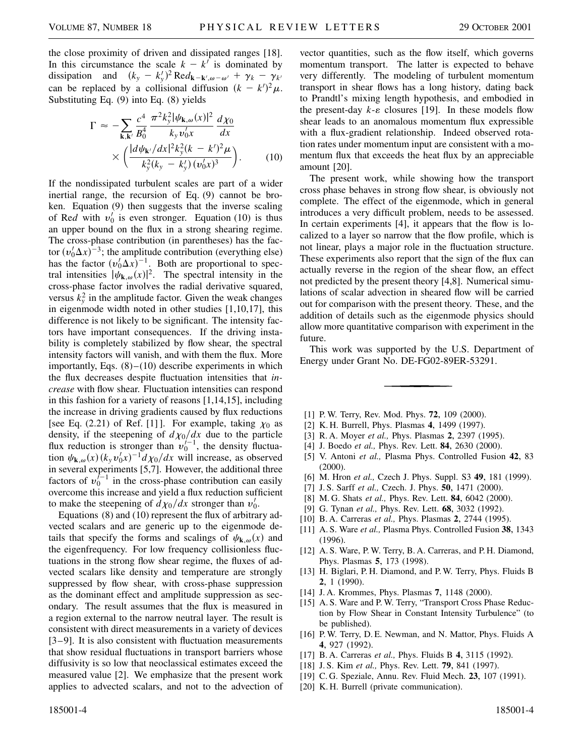the close proximity of driven and dissipated ranges [18]. In this circumstance the scale $k - k'$ is dominated by dissipation and $(k_y - k_y')^2 \,\mathrm{Re}\, d_{\mathbf{k}-\mathbf{k}',\omega-\omega'} + \gamma_k - \gamma_{k'}$ can be replaced by a collisional diffusion $(k - k')^2\mu$. Substituting Eq. (9) into Eq. (8) yields

$$\Gamma \approx -\sum_{\mathbf{k},\mathbf{k}'} \frac{c^4}{B_0^4} \frac{\pi^2 k_y^2 |\psi_{\mathbf{k},\omega}(x)|^2}{k_y v_0' x} \frac{d\chi_0}{dx} \times \left( \frac{|d\psi_{\mathbf{k}'}/dx|^2 k_y^2 (k - k')^2 \mu}{k_y^2 (k_y - k_y')(v_0' x)^3} \right). \tag{10}$$

If the nondissipated turbulent scales are part of a wider inertial range, the recursion of Eq. (9) cannot be broken. Equation (9) then suggests that the inverse scaling of Re$d$ with $v_0'$ is even stronger. Equation (10) is thus an upper bound on the flux in a strong shearing regime. The cross-phase contribution (in parentheses) has the factor $(v_0'\Delta x)^{-3}$; the amplitude contribution (everything else) has the factor $(v_0'\Delta x)^{-1}$. Both are proportional to spectral intensities $|\psi_{\mathbf{k},\omega}(x)|^2$. The spectral intensity in the cross-phase factor involves the radial derivative squared, versus $k_y^2$ in the amplitude factor. Given the weak changes in eigenmode width noted in other studies [1,10,17], this difference is not likely to be significant. The intensity factors have important consequences. If the driving instability is completely stabilized by flow shear, the spectral intensity factors will vanish, and with them the flux. More importantly, Eqs. (8)–(10) describe experiments in which the flux decreases despite fluctuation intensities that *increase* with flow shear. Fluctuation intensities can respond in this fashion for a variety of reasons [1,14,15], including the increase in driving gradients caused by flux reductions [see Eq. (2.21) of Ref. [1]]. For example, taking $\chi_0$ as density, if the steepening of $d\chi_0/dx$ due to the particle flux reduction is stronger than $v_0'^{-1}$, the density fluctuation $\psi_{\mathbf{k},\omega}(x)(k_y v_0' x)^{-1} d\chi_0/dx$ will increase, as observed in several experiments [5,7]. However, the additional three factors of $v_0'^{-1}$ in the cross-phase contribution can easily overcome this increase and yield a flux reduction sufficient to make the steepening of $d\chi_0/dx$ stronger than $v_0'$.

Equations (8) and (10) represent the flux of arbitrary advected scalars and are generic up to the eigenmode details that specify the forms and scalings of $\psi_{\mathbf{k},\omega}(x)$ and the eigenfrequency. For low frequency collisionless fluctuations in the strong flow shear regime, the fluxes of advected scalars like density and temperature are strongly suppressed by flow shear, with cross-phase suppression as the dominant effect and amplitude suppression as secondary. The result assumes that the flux is measured in a region external to the narrow neutral layer. The result is consistent with direct measurements in a variety of devices [3–9]. It is also consistent with fluctuation measurements that show residual fluctuations in transport barriers whose diffusivity is so low that neoclassical estimates exceed the measured value [2]. We emphasize that the present work applies to advected scalars, and not to the advection of vector quantities, such as the flow itself, which governs momentum transport. The latter is expected to behave very differently. The modeling of turbulent momentum transport in shear flows has a long history, dating back to Prandtl's mixing length hypothesis, and embodied in the present-day $k$-$\varepsilon$ closures [19]. In these models flow shear leads to an anomalous momentum flux expressible with a flux-gradient relationship. Indeed observed rotation rates under momentum input are consistent with a momentum flux that exceeds the heat flux by an appreciable amount [20].

The present work, while showing how the transport cross phase behaves in strong flow shear, is obviously not complete. The effect of the eigenmode, which in general introduces a very difficult problem, needs to be assessed. In certain experiments [4], it appears that the flow is localized to a layer so narrow that the flow profile, which is not linear, plays a major role in the fluctuation structure. These experiments also report that the sign of the flux can actually reverse in the region of the shear flow, an effect not predicted by the present theory [4,8]. Numerical simulations of scalar advection in sheared flow will be carried out for comparison with the present theory. These, and the addition of details such as the eigenmode physics should allow more quantitative comparison with experiment in the future.

This work was supported by the U.S. Department of Energy under Grant No. DE-FG02-89ER-53291.

---

[1] P. W. Terry, Rev. Mod. Phys. **72**, 109 (2000).
[2] K. H. Burrell, Phys. Plasmas **4**, 1499 (1997).
[3] R. A. Moyer *et al.,* Phys. Plasmas **2**, 2397 (1995).
[4] J. Boedo *et al.,* Phys. Rev. Lett. **84**, 2630 (2000).
[5] V. Antoni *et al.,* Plasma Phys. Controlled Fusion **42**, 83 (2000).
[6] M. Hron *et al.,* Czech J. Phys. Suppl. S3 **49**, 181 (1999).
[7] J. S. Sarff *et al.,* Czech. J. Phys. **50**, 1471 (2000).
[8] M. G. Shats *et al.,* Phys. Rev. Lett. **84**, 6042 (2000).
[9] G. Tynan *et al.,* Phys. Rev. Lett. **68**, 3032 (1992).
[10] B. A. Carreras *et al.,* Phys. Plasmas **2**, 2744 (1995).
[11] A. S. Ware *et al.,* Plasma Phys. Controlled Fusion **38**, 1343 (1996).
[12] A. S. Ware, P. W. Terry, B. A. Carreras, and P. H. Diamond, Phys. Plasmas **5**, 173 (1998).
[13] H. Biglari, P. H. Diamond, and P. W. Terry, Phys. Fluids B **2**, 1 (1990).
[14] J. A. Krommes, Phys. Plasmas **7**, 1148 (2000).
[15] A. S. Ware and P. W. Terry, "Transport Cross Phase Reduction by Flow Shear in Constant Intensity Turbulence" (to be published).
[16] P. W. Terry, D. E. Newman, and N. Mattor, Phys. Fluids A **4**, 927 (1992).
[17] B. A. Carreras *et al.,* Phys. Fluids B **4**, 3115 (1992).
[18] J. S. Kim *et al.,* Phys. Rev. Lett. **79**, 841 (1997).
[19] C. G. Speziale, Annu. Rev. Fluid Mech. **23**, 107 (1991).
[20] K. H. Burrell (private communication).